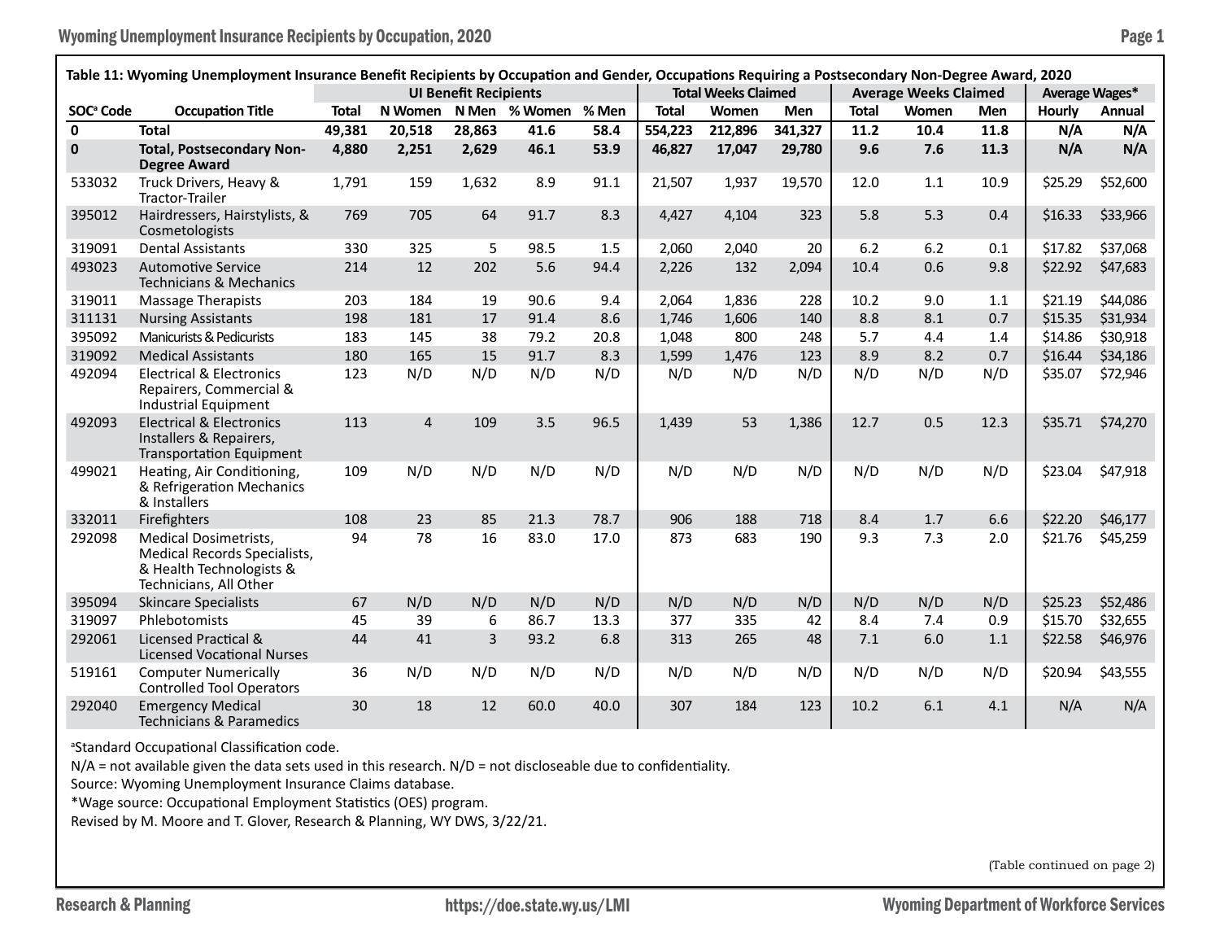**Table 11: Wyoming Unemployment Insurance Benefit Recipients by Occupation and Gender, Occupations Requiring a Postsecondary Non-Degree Award, 2020**

| | | UI Benefit Recipients | | | | | Total Weeks Claimed | | | Average Weeks Claimed | | | Average Wages* | |
|---|---|---|---|---|---|---|---|---|---|---|---|---|---|---|
| SOC[a] Code | Occupation Title | Total | N Women | N Men | % Women | % Men | Total | Women | Men | Total | Women | Men | Hourly | Annual |
| **0** | **Total** | **49,381** | **20,518** | **28,863** | **41.6** | **58.4** | **554,223** | **212,896** | **341,327** | **11.2** | **10.4** | **11.8** | **N/A** | **N/A** |
| **0** | **Total, Postsecondary Non-Degree Award** | **4,880** | **2,251** | **2,629** | **46.1** | **53.9** | **46,827** | **17,047** | **29,780** | **9.6** | **7.6** | **11.3** | **N/A** | **N/A** |
| 533032 | Truck Drivers, Heavy & Tractor-Trailer | 1,791 | 159 | 1,632 | 8.9 | 91.1 | 21,507 | 1,937 | 19,570 | 12.0 | 1.1 | 10.9 | $25.29 | $52,600 |
| 395012 | Hairdressers, Hairstylists, & Cosmetologists | 769 | 705 | 64 | 91.7 | 8.3 | 4,427 | 4,104 | 323 | 5.8 | 5.3 | 0.4 | $16.33 | $33,966 |
| 319091 | Dental Assistants | 330 | 325 | 5 | 98.5 | 1.5 | 2,060 | 2,040 | 20 | 6.2 | 6.2 | 0.1 | $17.82 | $37,068 |
| 493023 | Automotive Service Technicians & Mechanics | 214 | 12 | 202 | 5.6 | 94.4 | 2,226 | 132 | 2,094 | 10.4 | 0.6 | 9.8 | $22.92 | $47,683 |
| 319011 | Massage Therapists | 203 | 184 | 19 | 90.6 | 9.4 | 2,064 | 1,836 | 228 | 10.2 | 9.0 | 1.1 | $21.19 | $44,086 |
| 311131 | Nursing Assistants | 198 | 181 | 17 | 91.4 | 8.6 | 1,746 | 1,606 | 140 | 8.8 | 8.1 | 0.7 | $15.35 | $31,934 |
| 395092 | Manicurists & Pedicurists | 183 | 145 | 38 | 79.2 | 20.8 | 1,048 | 800 | 248 | 5.7 | 4.4 | 1.4 | $14.86 | $30,918 |
| 319092 | Medical Assistants | 180 | 165 | 15 | 91.7 | 8.3 | 1,599 | 1,476 | 123 | 8.9 | 8.2 | 0.7 | $16.44 | $34,186 |
| 492094 | Electrical & Electronics Repairers, Commercial & Industrial Equipment | 123 | N/D | N/D | N/D | N/D | N/D | N/D | N/D | N/D | N/D | N/D | $35.07 | $72,946 |
| 492093 | Electrical & Electronics Installers & Repairers, Transportation Equipment | 113 | 4 | 109 | 3.5 | 96.5 | 1,439 | 53 | 1,386 | 12.7 | 0.5 | 12.3 | $35.71 | $74,270 |
| 499021 | Heating, Air Conditioning, & Refrigeration Mechanics & Installers | 109 | N/D | N/D | N/D | N/D | N/D | N/D | N/D | N/D | N/D | N/D | $23.04 | $47,918 |
| 332011 | Firefighters | 108 | 23 | 85 | 21.3 | 78.7 | 906 | 188 | 718 | 8.4 | 1.7 | 6.6 | $22.20 | $46,177 |
| 292098 | Medical Dosimetrists, Medical Records Specialists, & Health Technologists & Technicians, All Other | 94 | 78 | 16 | 83.0 | 17.0 | 873 | 683 | 190 | 9.3 | 7.3 | 2.0 | $21.76 | $45,259 |
| 395094 | Skincare Specialists | 67 | N/D | N/D | N/D | N/D | N/D | N/D | N/D | N/D | N/D | N/D | $25.23 | $52,486 |
| 319097 | Phlebotomists | 45 | 39 | 6 | 86.7 | 13.3 | 377 | 335 | 42 | 8.4 | 7.4 | 0.9 | $15.70 | $32,655 |
| 292061 | Licensed Practical & Licensed Vocational Nurses | 44 | 41 | 3 | 93.2 | 6.8 | 313 | 265 | 48 | 7.1 | 6.0 | 1.1 | $22.58 | $46,976 |
| 519161 | Computer Numerically Controlled Tool Operators | 36 | N/D | N/D | N/D | N/D | N/D | N/D | N/D | N/D | N/D | N/D | $20.94 | $43,555 |
| 292040 | Emergency Medical Technicians & Paramedics | 30 | 18 | 12 | 60.0 | 40.0 | 307 | 184 | 123 | 10.2 | 6.1 | 4.1 | N/A | N/A |

[a]Standard Occupational Classification code.

N/A = not available given the data sets used in this research. N/D = not discloseable due to confidentiality.

Source: Wyoming Unemployment Insurance Claims database.

*Wage source: Occupational Employment Statistics (OES) program.

Revised by M. Moore and T. Glover, Research & Planning, WY DWS, 3/22/21.

(Table continued on page 2)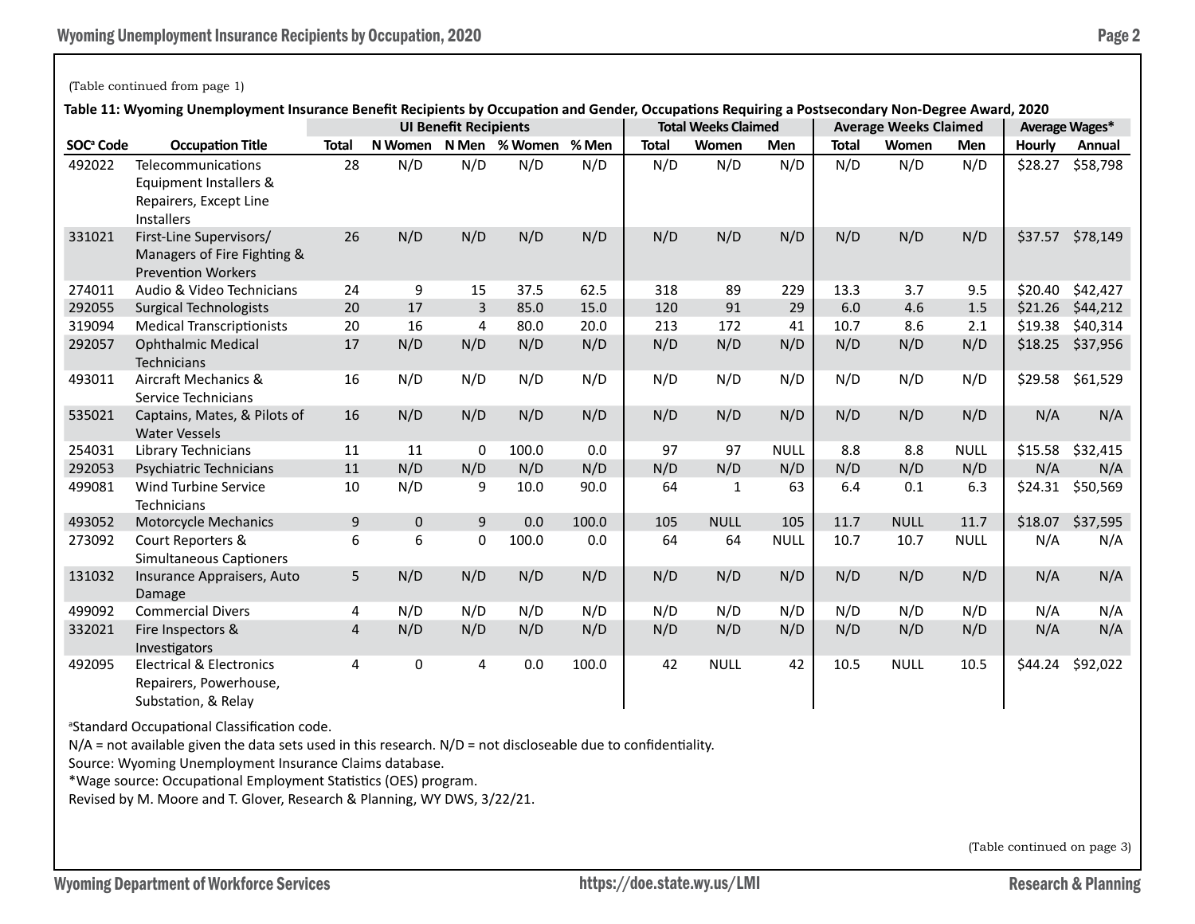(Table continued from page 1)

**Table 11: Wyoming Unemployment Insurance Benefit Recipients by Occupation and Gender, Occupations Requiring a Postsecondary Non-Degree Award, 2020**

| | | UI Benefit Recipients | | | | | Total Weeks Claimed | | | Average Weeks Claimed | | | Average Wages* | |
|---|---|---|---|---|---|---|---|---|---|---|---|---|---|---|
| SOC[a] Code | Occupation Title | Total | N Women | N Men | % Women | % Men | Total | Women | Men | Total | Women | Men | Hourly | Annual |
| 492022 | Telecommunications Equipment Installers & Repairers, Except Line Installers | 28 | N/D | N/D | N/D | N/D | N/D | N/D | N/D | N/D | N/D | N/D | $28.27 | $58,798 |
| 331021 | First-Line Supervisors/ Managers of Fire Fighting & Prevention Workers | 26 | N/D | N/D | N/D | N/D | N/D | N/D | N/D | N/D | N/D | N/D | $37.57 | $78,149 |
| 274011 | Audio & Video Technicians | 24 | 9 | 15 | 37.5 | 62.5 | 318 | 89 | 229 | 13.3 | 3.7 | 9.5 | $20.40 | $42,427 |
| 292055 | Surgical Technologists | 20 | 17 | 3 | 85.0 | 15.0 | 120 | 91 | 29 | 6.0 | 4.6 | 1.5 | $21.26 | $44,212 |
| 319094 | Medical Transcriptionists | 20 | 16 | 4 | 80.0 | 20.0 | 213 | 172 | 41 | 10.7 | 8.6 | 2.1 | $19.38 | $40,314 |
| 292057 | Ophthalmic Medical Technicians | 17 | N/D | N/D | N/D | N/D | N/D | N/D | N/D | N/D | N/D | N/D | $18.25 | $37,956 |
| 493011 | Aircraft Mechanics & Service Technicians | 16 | N/D | N/D | N/D | N/D | N/D | N/D | N/D | N/D | N/D | N/D | $29.58 | $61,529 |
| 535021 | Captains, Mates, & Pilots of Water Vessels | 16 | N/D | N/D | N/D | N/D | N/D | N/D | N/D | N/D | N/D | N/D | N/A | N/A |
| 254031 | Library Technicians | 11 | 11 | 0 | 100.0 | 0.0 | 97 | 97 | NULL | 8.8 | 8.8 | NULL | $15.58 | $32,415 |
| 292053 | Psychiatric Technicians | 11 | N/D | N/D | N/D | N/D | N/D | N/D | N/D | N/D | N/D | N/D | N/A | N/A |
| 499081 | Wind Turbine Service Technicians | 10 | N/D | 9 | 10.0 | 90.0 | 64 | 1 | 63 | 6.4 | 0.1 | 6.3 | $24.31 | $50,569 |
| 493052 | Motorcycle Mechanics | 9 | 0 | 9 | 0.0 | 100.0 | 105 | NULL | 105 | 11.7 | NULL | 11.7 | $18.07 | $37,595 |
| 273092 | Court Reporters & Simultaneous Captioners | 6 | 6 | 0 | 100.0 | 0.0 | 64 | 64 | NULL | 10.7 | 10.7 | NULL | N/A | N/A |
| 131032 | Insurance Appraisers, Auto Damage | 5 | N/D | N/D | N/D | N/D | N/D | N/D | N/D | N/D | N/D | N/D | N/A | N/A |
| 499092 | Commercial Divers | 4 | N/D | N/D | N/D | N/D | N/D | N/D | N/D | N/D | N/D | N/D | N/A | N/A |
| 332021 | Fire Inspectors & Investigators | 4 | N/D | N/D | N/D | N/D | N/D | N/D | N/D | N/D | N/D | N/D | N/A | N/A |
| 492095 | Electrical & Electronics Repairers, Powerhouse, Substation, & Relay | 4 | 0 | 4 | 0.0 | 100.0 | 42 | NULL | 42 | 10.5 | NULL | 10.5 | $44.24 | $92,022 |

[a]Standard Occupational Classification code.
N/A = not available given the data sets used in this research. N/D = not discloseable due to confidentiality.
Source: Wyoming Unemployment Insurance Claims database.
*Wage source: Occupational Employment Statistics (OES) program.
Revised by M. Moore and T. Glover, Research & Planning, WY DWS, 3/22/21.

(Table continued on page 3)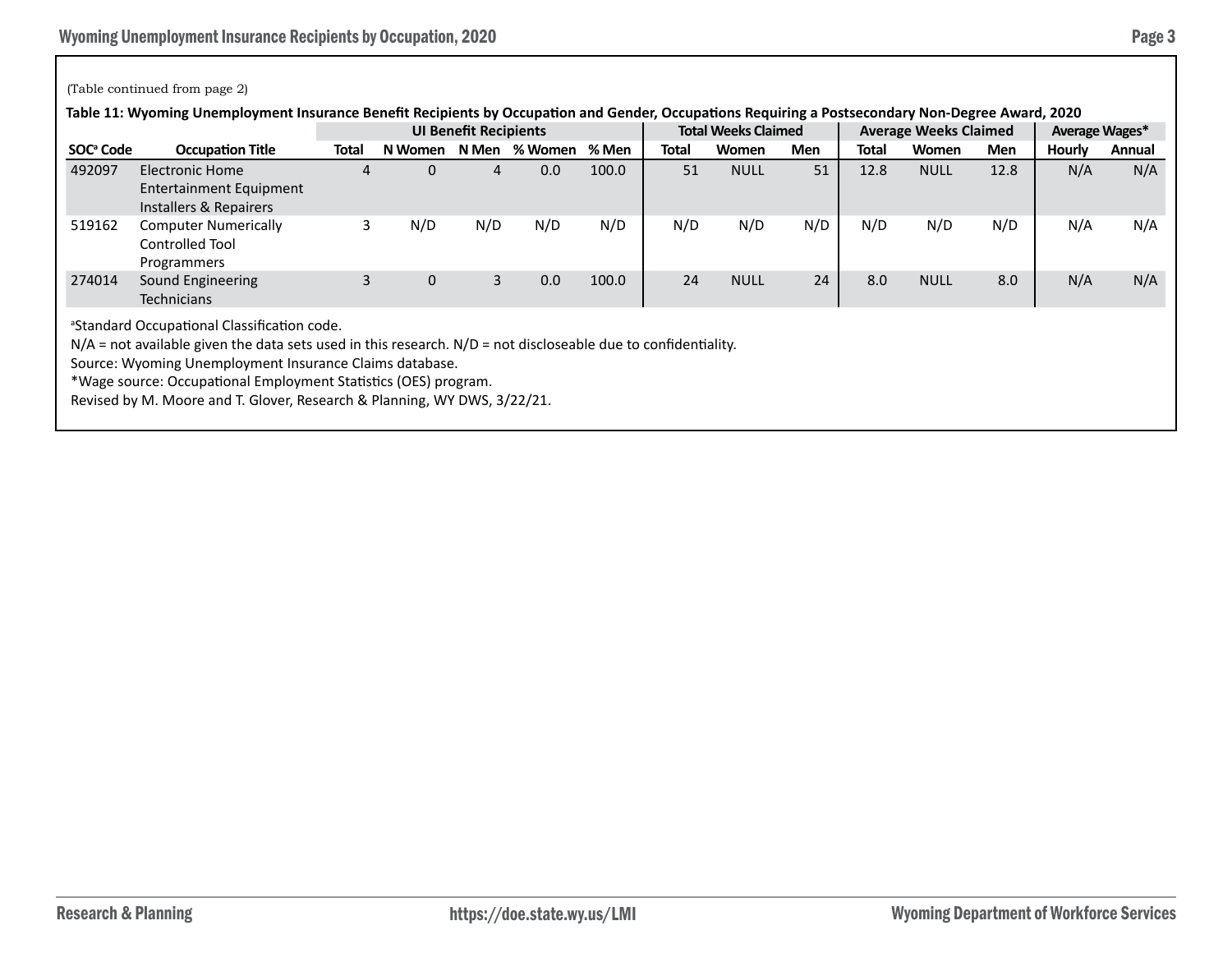(Table continued from page 2)

**Table 11: Wyoming Unemployment Insurance Benefit Recipients by Occupation and Gender, Occupations Requiring a Postsecondary Non-Degree Award, 2020**

| | | UI Benefit Recipients | | | | | Total Weeks Claimed | | | Average Weeks Claimed | | | Average Wages* | |
|---|---|---|---|---|---|---|---|---|---|---|---|---|---|---|
| SOC[a] Code | Occupation Title | Total | N Women | N Men | % Women | % Men | Total | Women | Men | Total | Women | Men | Hourly | Annual |
| 492097 | Electronic Home Entertainment Equipment Installers & Repairers | 4 | 0 | 4 | 0.0 | 100.0 | 51 | NULL | 51 | 12.8 | NULL | 12.8 | N/A | N/A |
| 519162 | Computer Numerically Controlled Tool Programmers | 3 | N/D | N/D | N/D | N/D | N/D | N/D | N/D | N/D | N/D | N/D | N/A | N/A |
| 274014 | Sound Engineering Technicians | 3 | 0 | 3 | 0.0 | 100.0 | 24 | NULL | 24 | 8.0 | NULL | 8.0 | N/A | N/A |

[a]Standard Occupational Classification code.

N/A = not available given the data sets used in this research. N/D = not discloseable due to confidentiality.

Source: Wyoming Unemployment Insurance Claims database.

*Wage source: Occupational Employment Statistics (OES) program.

Revised by M. Moore and T. Glover, Research & Planning, WY DWS, 3/22/21.